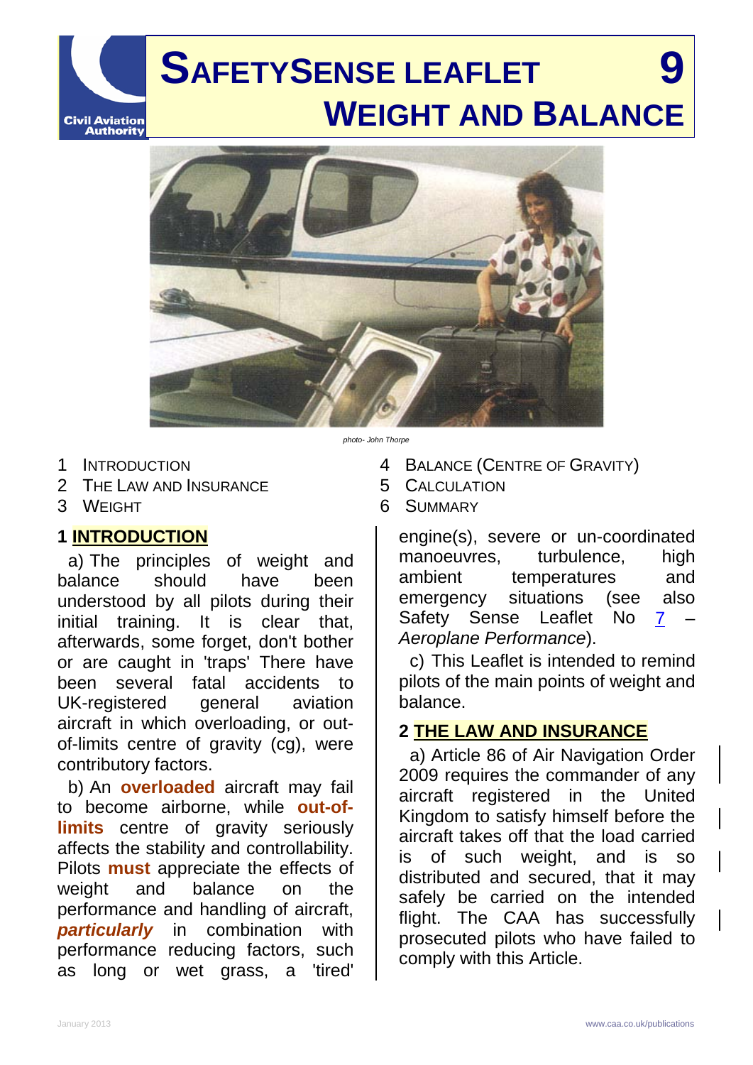# SAFETYSENSE LEAFLET 9
# WEIGHT AND BALANCE

photo- John Thorpe

1 INTRODUCTION
2 THE LAW AND INSURANCE
3 WEIGHT
4 BALANCE (CENTRE OF GRAVITY)
5 CALCULATION
6 SUMMARY

## 1 INTRODUCTION

a) The principles of weight and balance should have been understood by all pilots during their initial training. It is clear that, afterwards, some forget, don't bother or are caught in 'traps' There have been several fatal accidents to UK-registered general aviation aircraft in which overloading, or out-of-limits centre of gravity (cg), were contributory factors.

b) An **overloaded** aircraft may fail to become airborne, while **out-of-limits** centre of gravity seriously affects the stability and controllability. Pilots **must** appreciate the effects of weight and balance on the performance and handling of aircraft, ***particularly*** in combination with performance reducing factors, such as long or wet grass, a 'tired' engine(s), severe or un-coordinated manoeuvres, turbulence, high ambient temperatures and emergency situations (see also Safety Sense Leaflet No 7 – *Aeroplane Performance*).

c) This Leaflet is intended to remind pilots of the main points of weight and balance.

## 2 THE LAW AND INSURANCE

a) Article 86 of Air Navigation Order 2009 requires the commander of any aircraft registered in the United Kingdom to satisfy himself before the aircraft takes off that the load carried is of such weight, and is so distributed and secured, that it may safely be carried on the intended flight. The CAA has successfully prosecuted pilots who have failed to comply with this Article.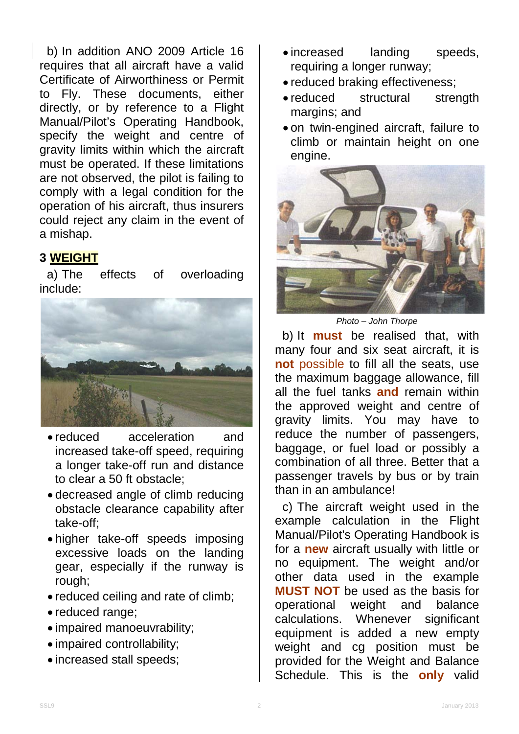b) In addition ANO 2009 Article 16 requires that all aircraft have a valid Certificate of Airworthiness or Permit to Fly. These documents, either directly, or by reference to a Flight Manual/Pilot's Operating Handbook, specify the weight and centre of gravity limits within which the aircraft must be operated. If these limitations are not observed, the pilot is failing to comply with a legal condition for the operation of his aircraft, thus insurers could reject any claim in the event of a mishap.

## 3 WEIGHT

a) The effects of overloading include:

- reduced acceleration and increased take-off speed, requiring a longer take-off run and distance to clear a 50 ft obstacle;
- decreased angle of climb reducing obstacle clearance capability after take-off;
- higher take-off speeds imposing excessive loads on the landing gear, especially if the runway is rough;
- reduced ceiling and rate of climb;
- reduced range;
- impaired manoeuvrability;
- impaired controllability;
- increased stall speeds;
- increased landing speeds, requiring a longer runway;
- reduced braking effectiveness;
- reduced structural strength margins; and
- on twin-engined aircraft, failure to climb or maintain height on one engine.

*Photo – John Thorpe*

b) It **must** be realised that, with many four and six seat aircraft, it is **not** possible to fill all the seats, use the maximum baggage allowance, fill all the fuel tanks **and** remain within the approved weight and centre of gravity limits. You may have to reduce the number of passengers, baggage, or fuel load or possibly a combination of all three. Better that a passenger travels by bus or by train than in an ambulance!

c) The aircraft weight used in the example calculation in the Flight Manual/Pilot's Operating Handbook is for a **new** aircraft usually with little or no equipment. The weight and/or other data used in the example **MUST NOT** be used as the basis for operational weight and balance calculations. Whenever significant equipment is added a new empty weight and cg position must be provided for the Weight and Balance Schedule. This is the **only** valid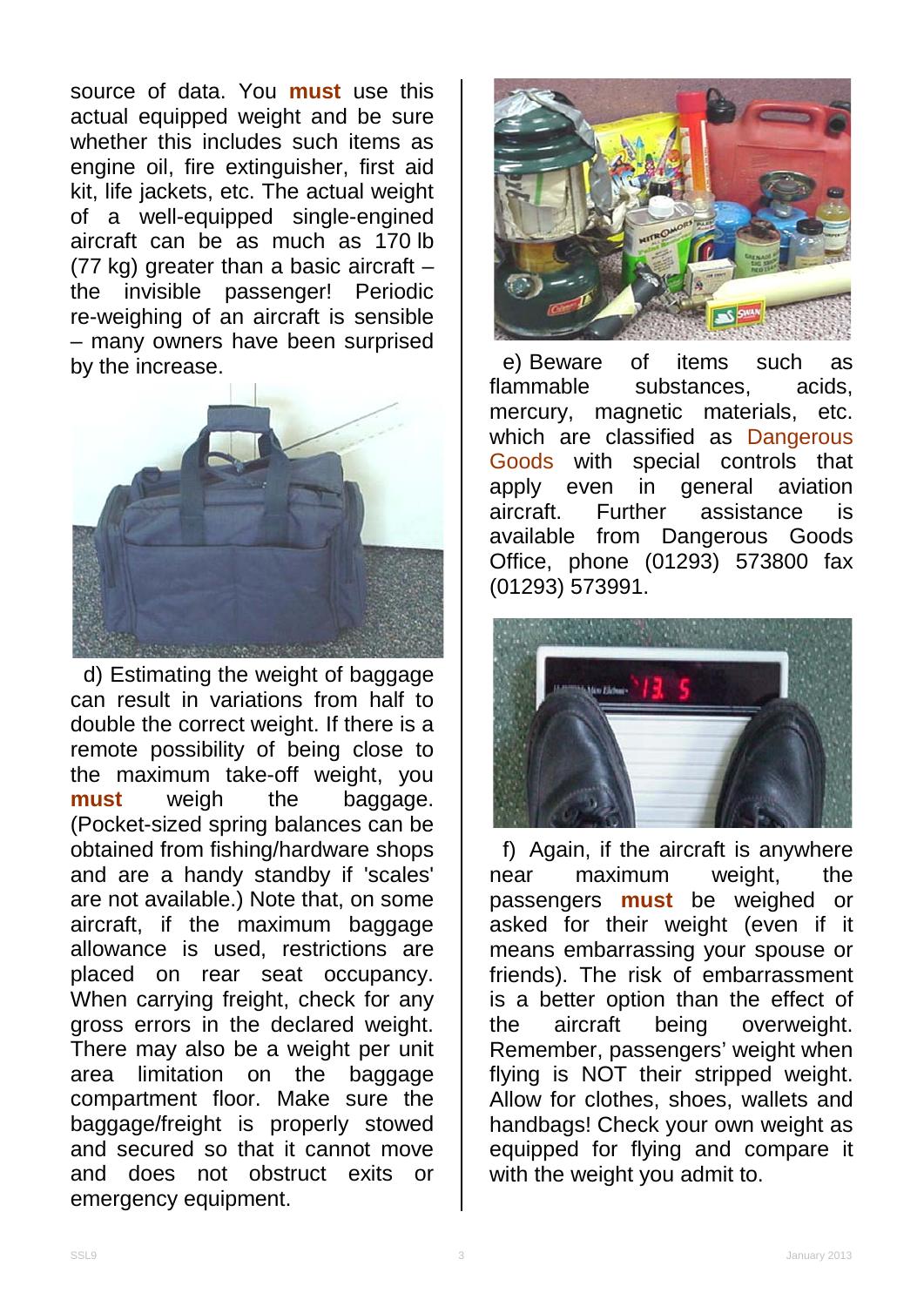source of data. You **must** use this actual equipped weight and be sure whether this includes such items as engine oil, fire extinguisher, first aid kit, life jackets, etc. The actual weight of a well-equipped single-engined aircraft can be as much as 170 lb (77 kg) greater than a basic aircraft – the invisible passenger! Periodic re-weighing of an aircraft is sensible – many owners have been surprised by the increase.

d) Estimating the weight of baggage can result in variations from half to double the correct weight. If there is a remote possibility of being close to the maximum take-off weight, you **must** weigh the baggage. (Pocket-sized spring balances can be obtained from fishing/hardware shops and are a handy standby if 'scales' are not available.) Note that, on some aircraft, if the maximum baggage allowance is used, restrictions are placed on rear seat occupancy. When carrying freight, check for any gross errors in the declared weight. There may also be a weight per unit area limitation on the baggage compartment floor. Make sure the baggage/freight is properly stowed and secured so that it cannot move and does not obstruct exits or emergency equipment.

e) Beware of items such as flammable substances, acids, mercury, magnetic materials, etc. which are classified as Dangerous Goods with special controls that apply even in general aviation aircraft. Further assistance is available from Dangerous Goods Office, phone (01293) 573800 fax (01293) 573991.

f) Again, if the aircraft is anywhere near maximum weight, the passengers **must** be weighed or asked for their weight (even if it means embarrassing your spouse or friends). The risk of embarrassment is a better option than the effect of the aircraft being overweight. Remember, passengers' weight when flying is NOT their stripped weight. Allow for clothes, shoes, wallets and handbags! Check your own weight as equipped for flying and compare it with the weight you admit to.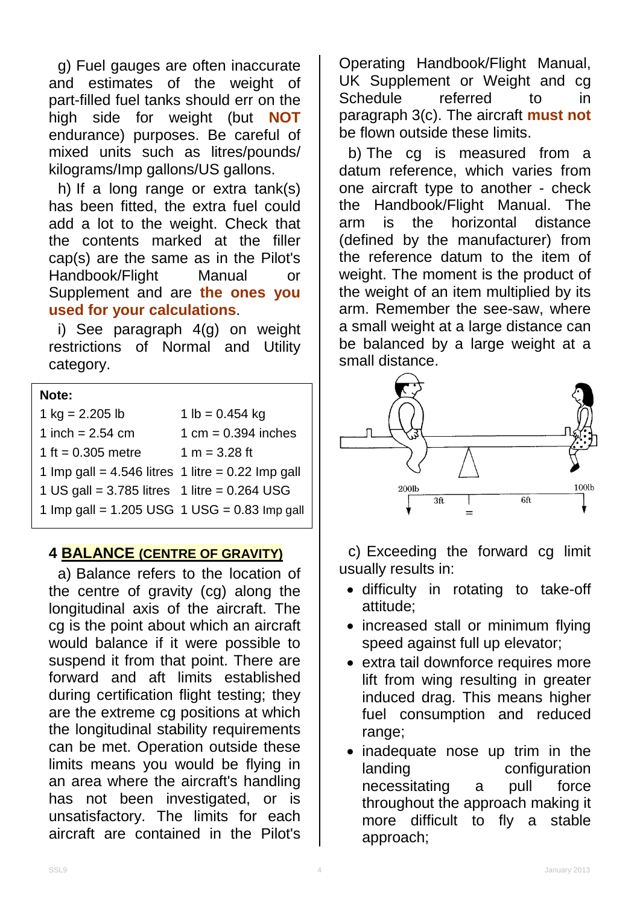g) Fuel gauges are often inaccurate and estimates of the weight of part-filled fuel tanks should err on the high side for weight (but **NOT** endurance) purposes. Be careful of mixed units such as litres/pounds/ kilograms/Imp gallons/US gallons.

h) If a long range or extra tank(s) has been fitted, the extra fuel could add a lot to the weight. Check that the contents marked at the filler cap(s) are the same as in the Pilot's Handbook/Flight Manual or Supplement and are **the ones you used for your calculations**.

i) See paragraph 4(g) on weight restrictions of Normal and Utility category.

**Note:**

| | |
|---|---|
| 1 kg = 2.205 lb | 1 lb = 0.454 kg |
| 1 inch = 2.54 cm | 1 cm = 0.394 inches |
| 1 ft = 0.305 metre | 1 m = 3.28 ft |
| 1 Imp gall = 4.546 litres | 1 litre = 0.22 Imp gall |
| 1 US gall = 3.785 litres | 1 litre = 0.264 USG |
| 1 Imp gall = 1.205 USG | 1 USG = 0.83 Imp gall |

## 4 BALANCE (CENTRE OF GRAVITY)

a) Balance refers to the location of the centre of gravity (cg) along the longitudinal axis of the aircraft. The cg is the point about which an aircraft would balance if it were possible to suspend it from that point. There are forward and aft limits established during certification flight testing; they are the extreme cg positions at which the longitudinal stability requirements can be met. Operation outside these limits means you would be flying in an area where the aircraft's handling has not been investigated, or is unsatisfactory. The limits for each aircraft are contained in the Pilot's Operating Handbook/Flight Manual, UK Supplement or Weight and cg Schedule referred to in paragraph 3(c). The aircraft **must not** be flown outside these limits.

b) The cg is measured from a datum reference, which varies from one aircraft type to another - check the Handbook/Flight Manual. The arm is the horizontal distance (defined by the manufacturer) from the reference datum to the item of weight. The moment is the product of the weight of an item multiplied by its arm. Remember the see-saw, where a small weight at a large distance can be balanced by a large weight at a small distance.

200lb 3ft = 6ft 100lb

c) Exceeding the forward cg limit usually results in:

- difficulty in rotating to take-off attitude;
- increased stall or minimum flying speed against full up elevator;
- extra tail downforce requires more lift from wing resulting in greater induced drag. This means higher fuel consumption and reduced range;
- inadequate nose up trim in the landing configuration necessitating a pull force throughout the approach making it more difficult to fly a stable approach;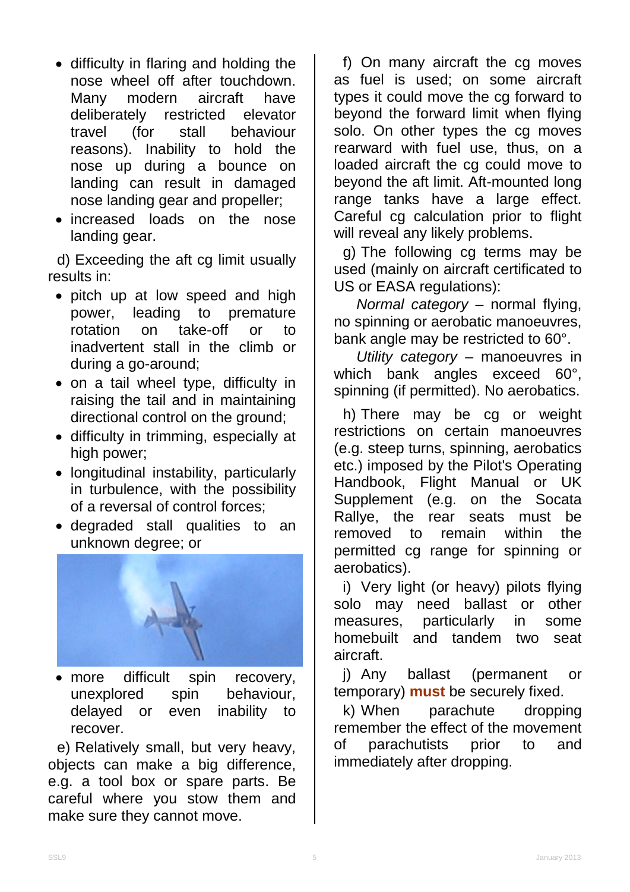- difficulty in flaring and holding the nose wheel off after touchdown. Many modern aircraft have deliberately restricted elevator travel (for stall behaviour reasons). Inability to hold the nose up during a bounce on landing can result in damaged nose landing gear and propeller;
- increased loads on the nose landing gear.

d) Exceeding the aft cg limit usually results in:

- pitch up at low speed and high power, leading to premature rotation on take-off or to inadvertent stall in the climb or during a go-around;
- on a tail wheel type, difficulty in raising the tail and in maintaining directional control on the ground;
- difficulty in trimming, especially at high power;
- longitudinal instability, particularly in turbulence, with the possibility of a reversal of control forces;
- degraded stall qualities to an unknown degree; or
- more difficult spin recovery, unexplored spin behaviour, delayed or even inability to recover.

e) Relatively small, but very heavy, objects can make a big difference, e.g. a tool box or spare parts. Be careful where you stow them and make sure they cannot move.

f) On many aircraft the cg moves as fuel is used; on some aircraft types it could move the cg forward to beyond the forward limit when flying solo. On other types the cg moves rearward with fuel use, thus, on a loaded aircraft the cg could move to beyond the aft limit. Aft-mounted long range tanks have a large effect. Careful cg calculation prior to flight will reveal any likely problems.

g) The following cg terms may be used (mainly on aircraft certificated to US or EASA regulations):

*Normal category* – normal flying, no spinning or aerobatic manoeuvres, bank angle may be restricted to 60°.

*Utility category* – manoeuvres in which bank angles exceed 60°, spinning (if permitted). No aerobatics.

h) There may be cg or weight restrictions on certain manoeuvres (e.g. steep turns, spinning, aerobatics etc.) imposed by the Pilot's Operating Handbook, Flight Manual or UK Supplement (e.g. on the Socata Rallye, the rear seats must be removed to remain within the permitted cg range for spinning or aerobatics).

i) Very light (or heavy) pilots flying solo may need ballast or other measures, particularly in some homebuilt and tandem two seat aircraft.

j) Any ballast (permanent or temporary) **must** be securely fixed.

k) When parachute dropping remember the effect of the movement of parachutists prior to and immediately after dropping.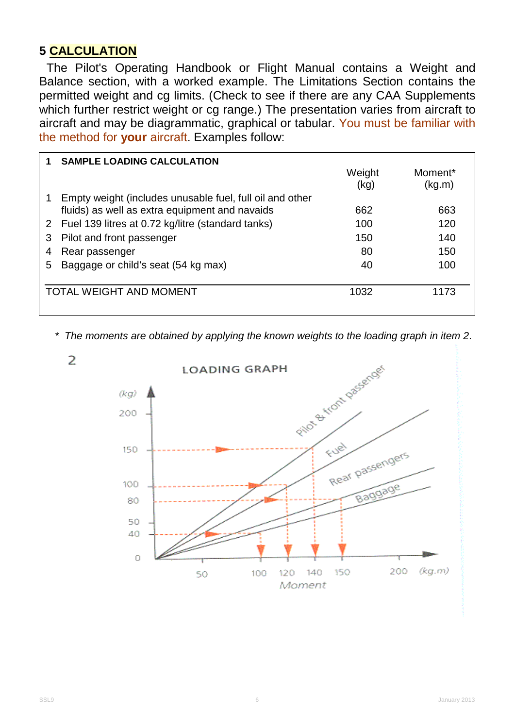## 5 CALCULATION

The Pilot's Operating Handbook or Flight Manual contains a Weight and Balance section, with a worked example. The Limitations Section contains the permitted weight and cg limits. (Check to see if there are any CAA Supplements which further restrict weight or cg range.) The presentation varies from aircraft to aircraft and may be diagrammatic, graphical or tabular. You must be familiar with the method for **your** aircraft. Examples follow:

| **1** | **SAMPLE LOADING CALCULATION** | Weight (kg) | Moment* (kg.m) |
|---|---|---|---|
| 1 | Empty weight (includes unusable fuel, full oil and other fluids) as well as extra equipment and navaids | 662 | 663 |
| 2 | Fuel 139 litres at 0.72 kg/litre (standard tanks) | 100 | 120 |
| 3 | Pilot and front passenger | 150 | 140 |
| 4 | Rear passenger | 80 | 150 |
| 5 | Baggage or child's seat (54 kg max) | 40 | 100 |
| | TOTAL WEIGHT AND MOMENT | 1032 | 1173 |

* *The moments are obtained by applying the known weights to the loading graph in item 2.*

2

LOADING GRAPH

(kg) 200, 150, 100, 80, 50, 40, 0

Pilot & front passenger; Fuel; Rear passengers; Baggage

50, 100, 120, 140, 150, 200 (kg.m)

Moment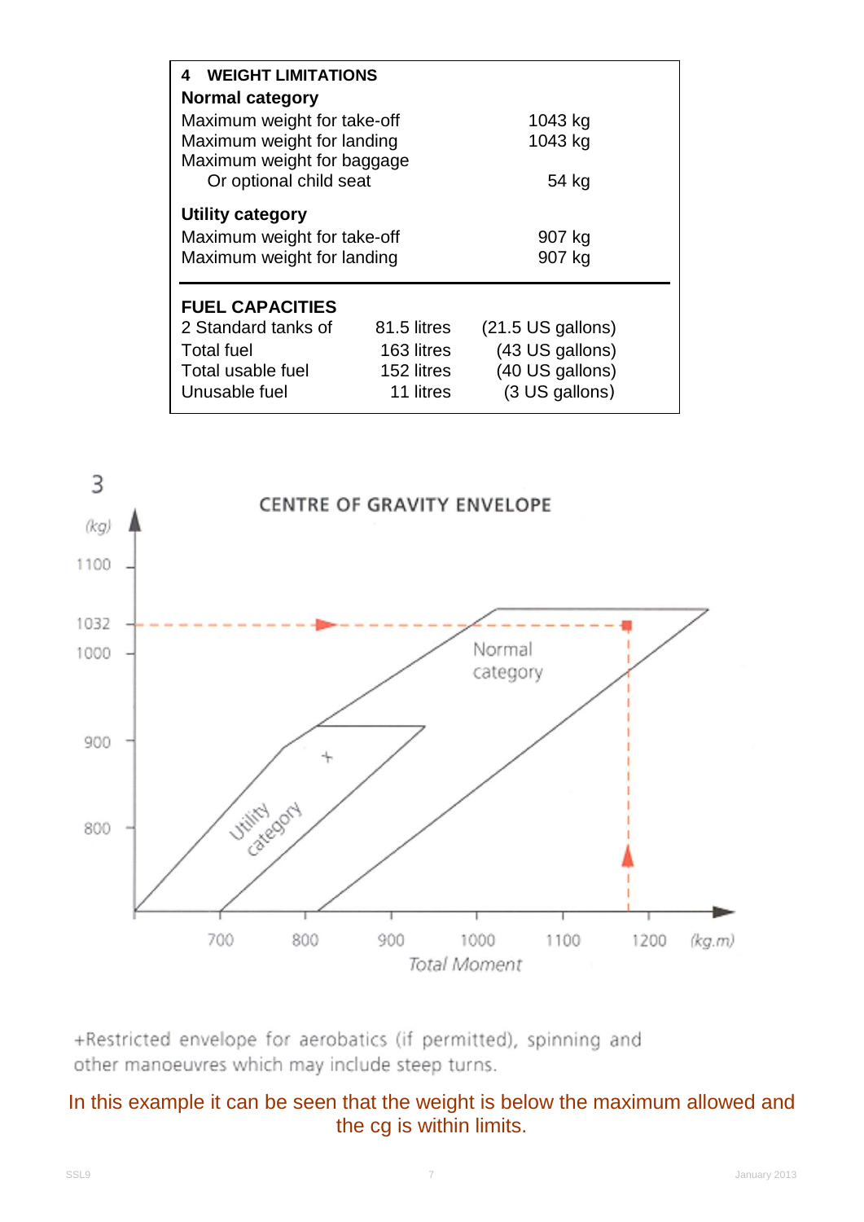## 4 WEIGHT LIMITATIONS

**Normal category**

| | |
|---|---|
| Maximum weight for take-off | 1043 kg |
| Maximum weight for landing | 1043 kg |
| Maximum weight for baggage Or optional child seat | 54 kg |

**Utility category**

| | |
|---|---|
| Maximum weight for take-off | 907 kg |
| Maximum weight for landing | 907 kg |

**FUEL CAPACITIES**

| | | |
|---|---|---|
| 2 Standard tanks of | 81.5 litres | (21.5 US gallons) |
| Total fuel | 163 litres | (43 US gallons) |
| Total usable fuel | 152 litres | (40 US gallons) |
| Unusable fuel | 11 litres | (3 US gallons) |

3

CENTRE OF GRAVITY ENVELOPE

(kg) 1100, 1032, 1000, 900, 800

Normal category

Utility category

700 800 900 1000 1100 1200 (kg.m)

Total Moment

+Restricted envelope for aerobatics (if permitted), spinning and other manoeuvres which may include steep turns.

In this example it can be seen that the weight is below the maximum allowed and the cg is within limits.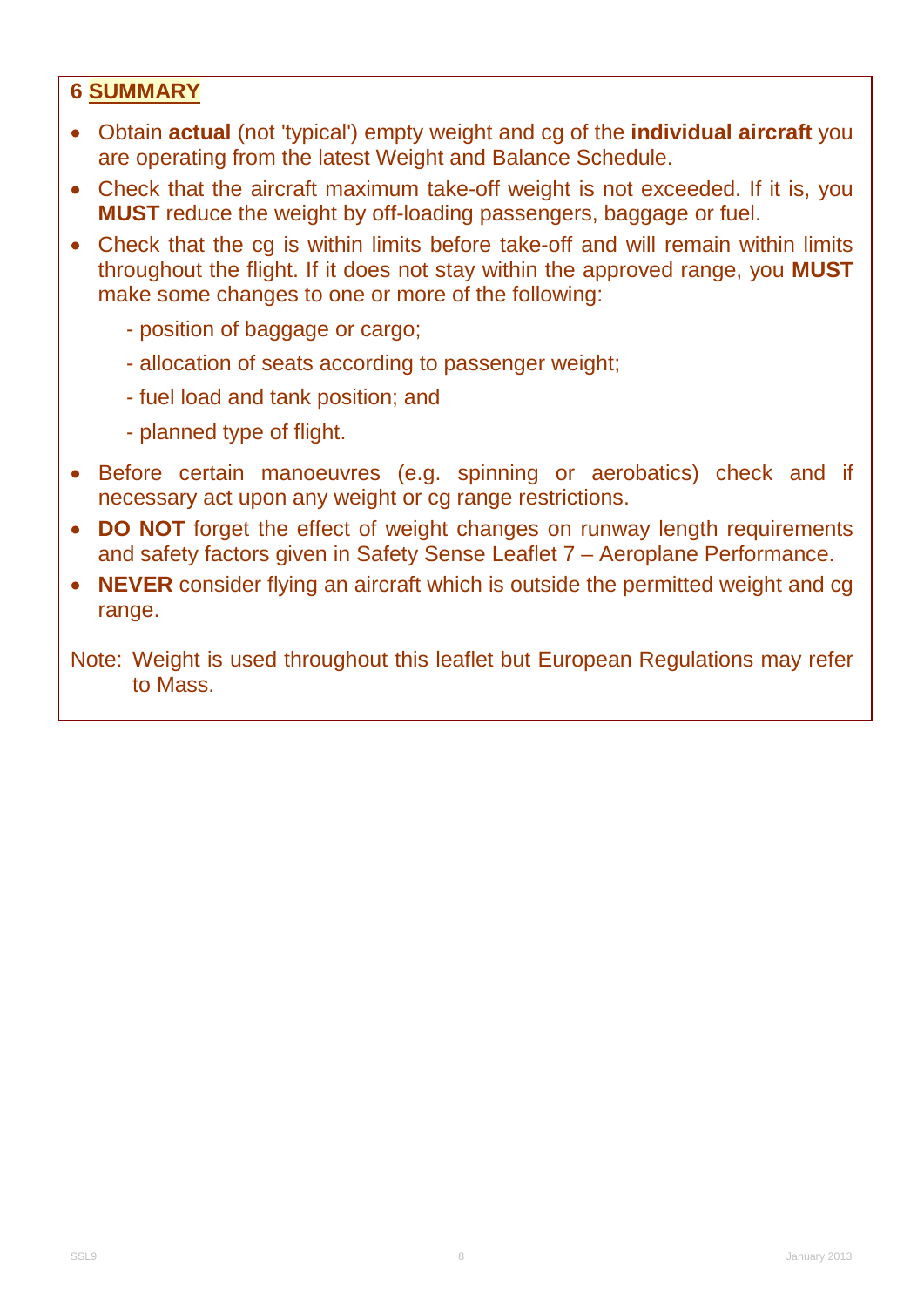## 6 SUMMARY

- Obtain **actual** (not 'typical') empty weight and cg of the **individual aircraft** you are operating from the latest Weight and Balance Schedule.
- Check that the aircraft maximum take-off weight is not exceeded. If it is, you **MUST** reduce the weight by off-loading passengers, baggage or fuel.
- Check that the cg is within limits before take-off and will remain within limits throughout the flight. If it does not stay within the approved range, you **MUST** make some changes to one or more of the following:

  - position of baggage or cargo;

  - allocation of seats according to passenger weight;

  - fuel load and tank position; and

  - planned type of flight.

- Before certain manoeuvres (e.g. spinning or aerobatics) check and if necessary act upon any weight or cg range restrictions.
- **DO NOT** forget the effect of weight changes on runway length requirements and safety factors given in Safety Sense Leaflet 7 – Aeroplane Performance.
- **NEVER** consider flying an aircraft which is outside the permitted weight and cg range.

Note: Weight is used throughout this leaflet but European Regulations may refer to Mass.